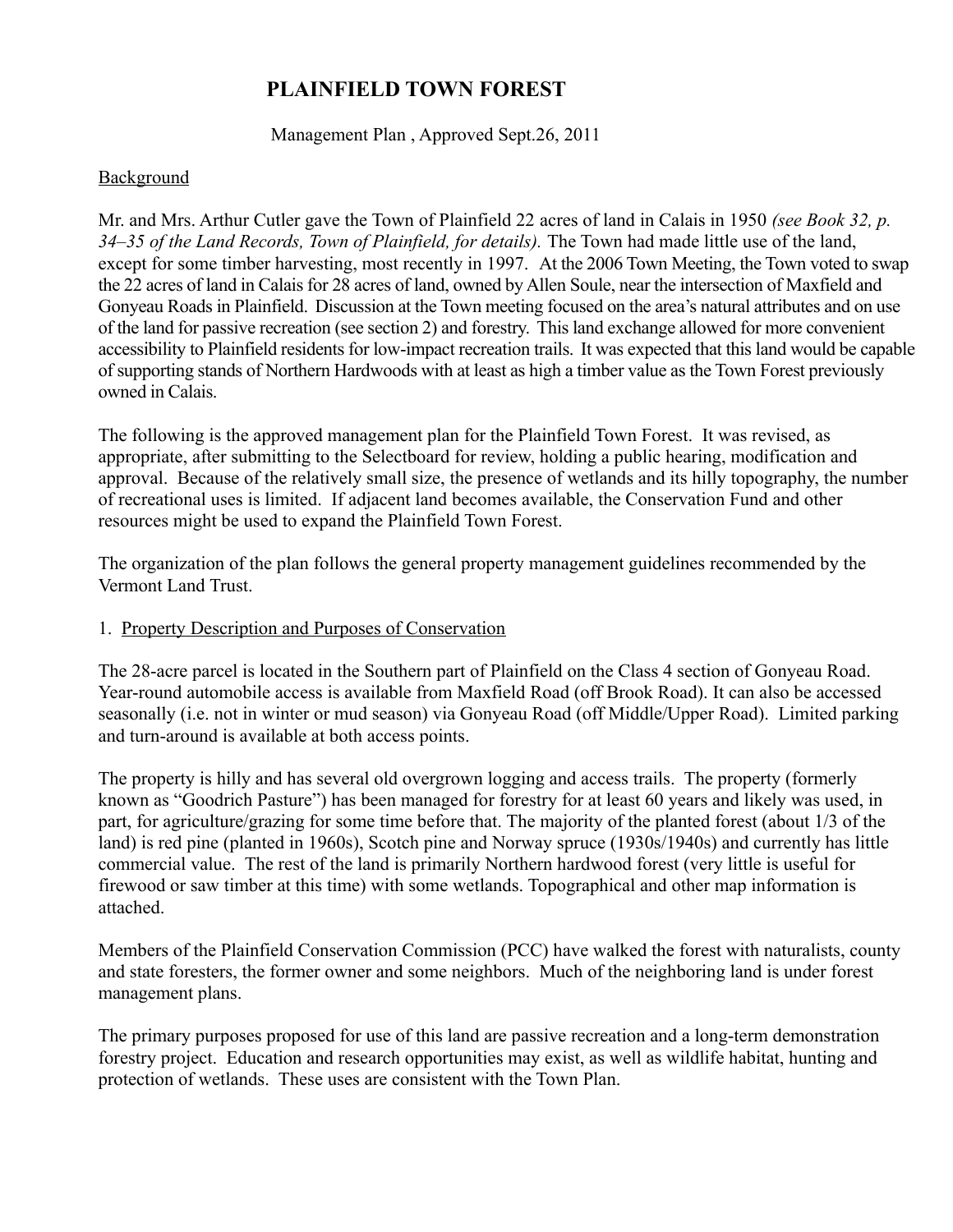# PLAINFIELD TOWN FOREST

Management Plan , Approved Sept.26, 2011

Background

Mr. and Mrs. Arthur Cutler gave the Town of Plainfield 22 acres of land in Calais in 1950 *(see Book 32, p. 34–35 of the Land Records, Town of Plainfield, for details).* The Town had made little use of the land, except for some timber harvesting, most recently in 1997. At the 2006 Town Meeting, the Town voted to swap the 22 acres of land in Calais for 28 acres of land, owned by Allen Soule, near the intersection of Maxfield and Gonyeau Roads in Plainfield. Discussion at the Town meeting focused on the area's natural attributes and on use of the land for passive recreation (see section 2) and forestry. This land exchange allowed for more convenient accessibility to Plainfield residents for low-impact recreation trails. It was expected that this land would be capable of supporting stands of Northern Hardwoods with at least as high a timber value as the Town Forest previously owned in Calais.

The following is the approved management plan for the Plainfield Town Forest. It was revised, as appropriate, after submitting to the Selectboard for review, holding a public hearing, modification and approval. Because of the relatively small size, the presence of wetlands and its hilly topography, the number of recreational uses is limited. If adjacent land becomes available, the Conservation Fund and other resources might be used to expand the Plainfield Town Forest.

The organization of the plan follows the general property management guidelines recommended by the Vermont Land Trust.

1. Property Description and Purposes of Conservation

The 28-acre parcel is located in the Southern part of Plainfield on the Class 4 section of Gonyeau Road. Year-round automobile access is available from Maxfield Road (off Brook Road). It can also be accessed seasonally (i.e. not in winter or mud season) via Gonyeau Road (off Middle/Upper Road). Limited parking and turn-around is available at both access points.

The property is hilly and has several old overgrown logging and access trails. The property (formerly known as "Goodrich Pasture") has been managed for forestry for at least 60 years and likely was used, in part, for agriculture/grazing for some time before that. The majority of the planted forest (about 1/3 of the land) is red pine (planted in 1960s), Scotch pine and Norway spruce (1930s/1940s) and currently has little commercial value. The rest of the land is primarily Northern hardwood forest (very little is useful for firewood or saw timber at this time) with some wetlands. Topographical and other map information is attached.

Members of the Plainfield Conservation Commission (PCC) have walked the forest with naturalists, county and state foresters, the former owner and some neighbors. Much of the neighboring land is under forest management plans.

The primary purposes proposed for use of this land are passive recreation and a long-term demonstration forestry project. Education and research opportunities may exist, as well as wildlife habitat, hunting and protection of wetlands. These uses are consistent with the Town Plan.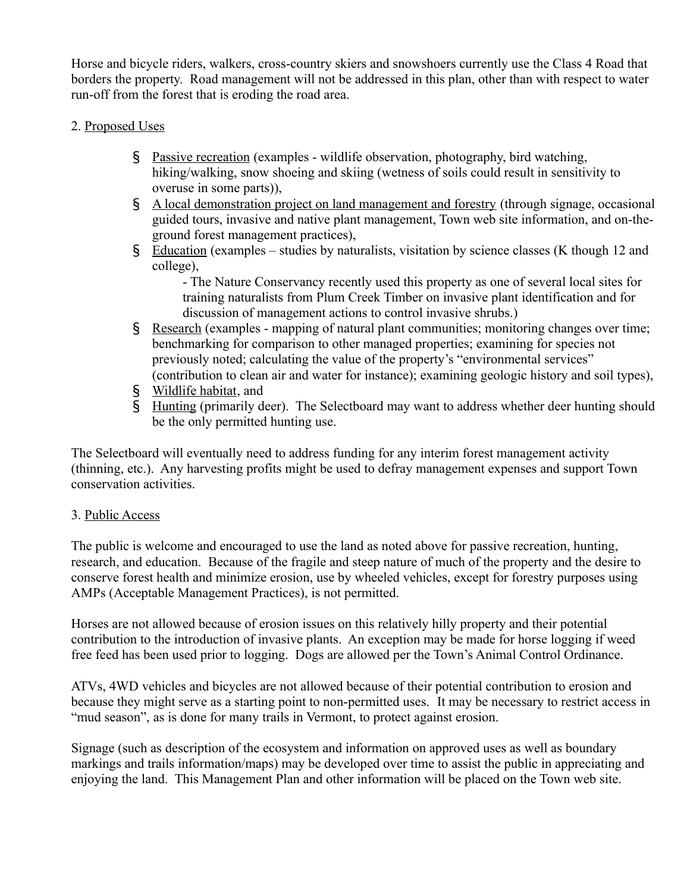Horse and bicycle riders, walkers, cross-country skiers and snowshoers currently use the Class 4 Road that borders the property. Road management will not be addressed in this plan, other than with respect to water run-off from the forest that is eroding the road area.

2. Proposed Uses

- Passive recreation (examples - wildlife observation, photography, bird watching, hiking/walking, snow shoeing and skiing (wetness of soils could result in sensitivity to overuse in some parts)),
- A local demonstration project on land management and forestry (through signage, occasional guided tours, invasive and native plant management, Town web site information, and on-the-ground forest management practices),
- Education (examples – studies by naturalists, visitation by science classes (K though 12 and college),
  - The Nature Conservancy recently used this property as one of several local sites for training naturalists from Plum Creek Timber on invasive plant identification and for discussion of management actions to control invasive shrubs.)
- Research (examples - mapping of natural plant communities; monitoring changes over time; benchmarking for comparison to other managed properties; examining for species not previously noted; calculating the value of the property's "environmental services" (contribution to clean air and water for instance); examining geologic history and soil types),
- Wildlife habitat, and
- Hunting (primarily deer). The Selectboard may want to address whether deer hunting should be the only permitted hunting use.

The Selectboard will eventually need to address funding for any interim forest management activity (thinning, etc.). Any harvesting profits might be used to defray management expenses and support Town conservation activities.

3. Public Access

The public is welcome and encouraged to use the land as noted above for passive recreation, hunting, research, and education. Because of the fragile and steep nature of much of the property and the desire to conserve forest health and minimize erosion, use by wheeled vehicles, except for forestry purposes using AMPs (Acceptable Management Practices), is not permitted.

Horses are not allowed because of erosion issues on this relatively hilly property and their potential contribution to the introduction of invasive plants. An exception may be made for horse logging if weed free feed has been used prior to logging. Dogs are allowed per the Town's Animal Control Ordinance.

ATVs, 4WD vehicles and bicycles are not allowed because of their potential contribution to erosion and because they might serve as a starting point to non-permitted uses. It may be necessary to restrict access in "mud season", as is done for many trails in Vermont, to protect against erosion.

Signage (such as description of the ecosystem and information on approved uses as well as boundary markings and trails information/maps) may be developed over time to assist the public in appreciating and enjoying the land. This Management Plan and other information will be placed on the Town web site.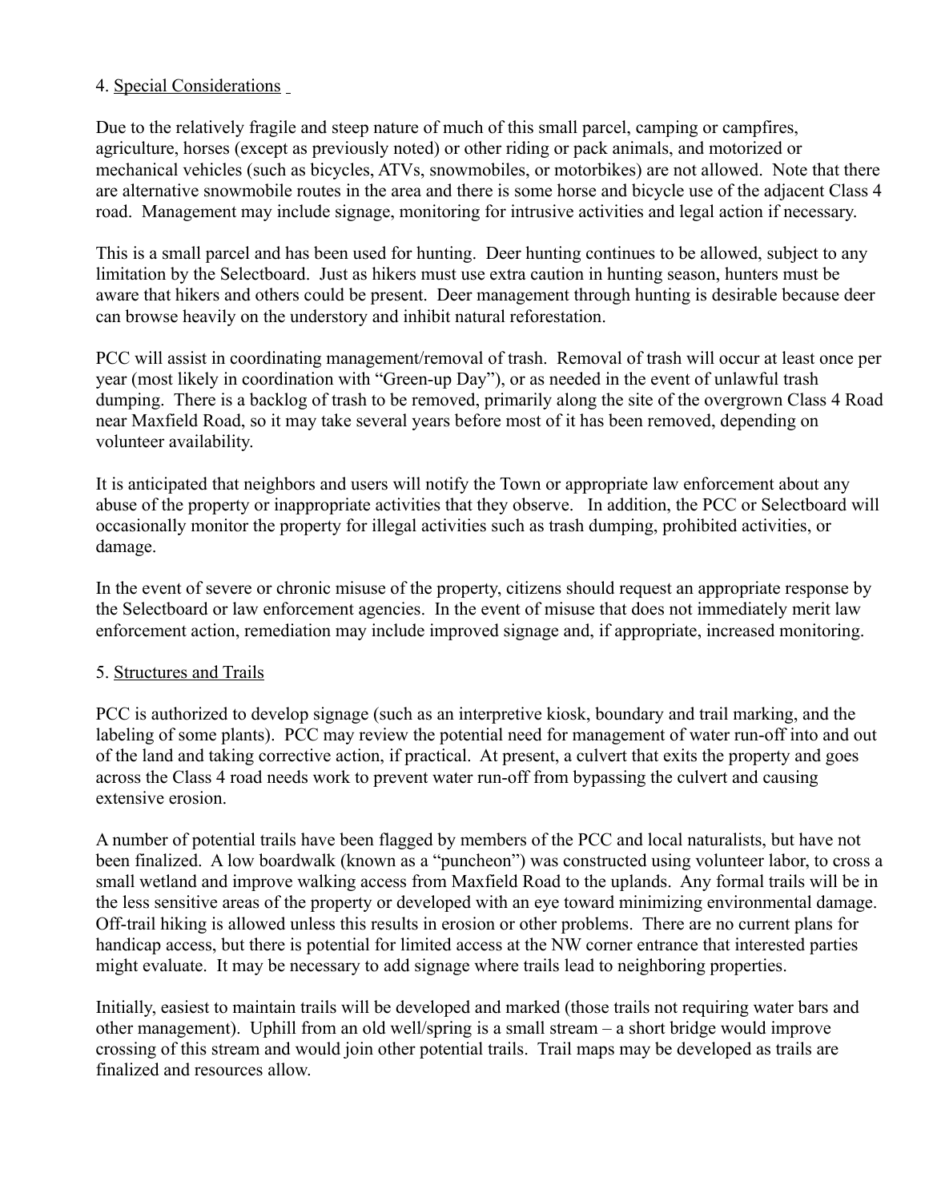4. <u>Special Considerations</u>

Due to the relatively fragile and steep nature of much of this small parcel, camping or campfires, agriculture, horses (except as previously noted) or other riding or pack animals, and motorized or mechanical vehicles (such as bicycles, ATVs, snowmobiles, or motorbikes) are not allowed. Note that there are alternative snowmobile routes in the area and there is some horse and bicycle use of the adjacent Class 4 road. Management may include signage, monitoring for intrusive activities and legal action if necessary.

This is a small parcel and has been used for hunting. Deer hunting continues to be allowed, subject to any limitation by the Selectboard. Just as hikers must use extra caution in hunting season, hunters must be aware that hikers and others could be present. Deer management through hunting is desirable because deer can browse heavily on the understory and inhibit natural reforestation.

PCC will assist in coordinating management/removal of trash. Removal of trash will occur at least once per year (most likely in coordination with "Green-up Day"), or as needed in the event of unlawful trash dumping. There is a backlog of trash to be removed, primarily along the site of the overgrown Class 4 Road near Maxfield Road, so it may take several years before most of it has been removed, depending on volunteer availability.

It is anticipated that neighbors and users will notify the Town or appropriate law enforcement about any abuse of the property or inappropriate activities that they observe. In addition, the PCC or Selectboard will occasionally monitor the property for illegal activities such as trash dumping, prohibited activities, or damage.

In the event of severe or chronic misuse of the property, citizens should request an appropriate response by the Selectboard or law enforcement agencies. In the event of misuse that does not immediately merit law enforcement action, remediation may include improved signage and, if appropriate, increased monitoring.

5. <u>Structures and Trails</u>

PCC is authorized to develop signage (such as an interpretive kiosk, boundary and trail marking, and the labeling of some plants). PCC may review the potential need for management of water run-off into and out of the land and taking corrective action, if practical. At present, a culvert that exits the property and goes across the Class 4 road needs work to prevent water run-off from bypassing the culvert and causing extensive erosion.

A number of potential trails have been flagged by members of the PCC and local naturalists, but have not been finalized. A low boardwalk (known as a "puncheon") was constructed using volunteer labor, to cross a small wetland and improve walking access from Maxfield Road to the uplands. Any formal trails will be in the less sensitive areas of the property or developed with an eye toward minimizing environmental damage. Off-trail hiking is allowed unless this results in erosion or other problems. There are no current plans for handicap access, but there is potential for limited access at the NW corner entrance that interested parties might evaluate. It may be necessary to add signage where trails lead to neighboring properties.

Initially, easiest to maintain trails will be developed and marked (those trails not requiring water bars and other management). Uphill from an old well/spring is a small stream – a short bridge would improve crossing of this stream and would join other potential trails. Trail maps may be developed as trails are finalized and resources allow.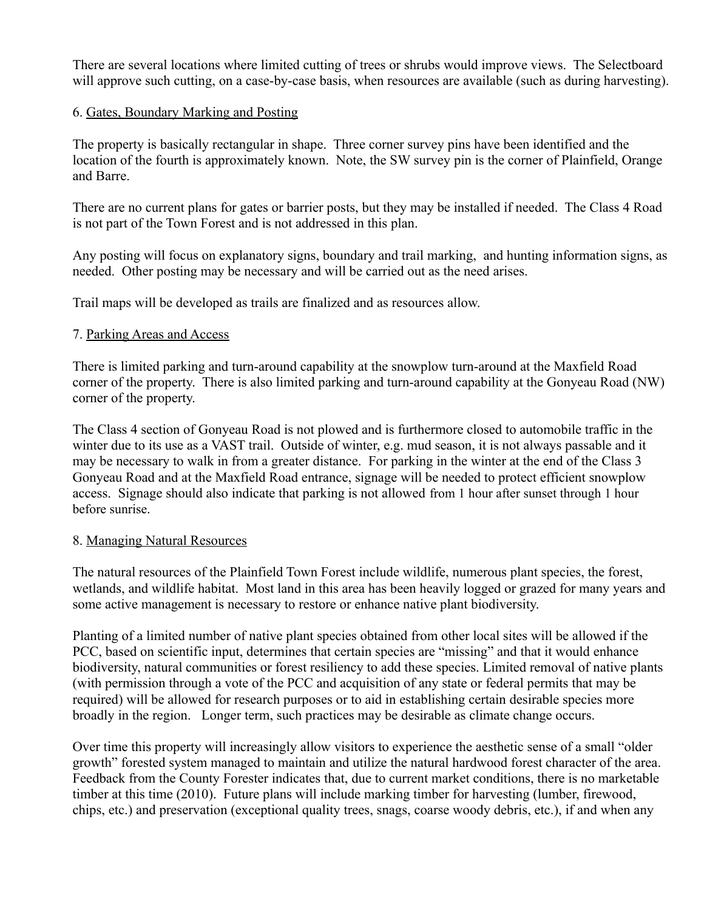There are several locations where limited cutting of trees or shrubs would improve views. The Selectboard will approve such cutting, on a case-by-case basis, when resources are available (such as during harvesting).

6. Gates, Boundary Marking and Posting

The property is basically rectangular in shape. Three corner survey pins have been identified and the location of the fourth is approximately known. Note, the SW survey pin is the corner of Plainfield, Orange and Barre.

There are no current plans for gates or barrier posts, but they may be installed if needed. The Class 4 Road is not part of the Town Forest and is not addressed in this plan.

Any posting will focus on explanatory signs, boundary and trail marking, and hunting information signs, as needed. Other posting may be necessary and will be carried out as the need arises.

Trail maps will be developed as trails are finalized and as resources allow.

7. Parking Areas and Access

There is limited parking and turn-around capability at the snowplow turn-around at the Maxfield Road corner of the property. There is also limited parking and turn-around capability at the Gonyeau Road (NW) corner of the property.

The Class 4 section of Gonyeau Road is not plowed and is furthermore closed to automobile traffic in the winter due to its use as a VAST trail. Outside of winter, e.g. mud season, it is not always passable and it may be necessary to walk in from a greater distance. For parking in the winter at the end of the Class 3 Gonyeau Road and at the Maxfield Road entrance, signage will be needed to protect efficient snowplow access. Signage should also indicate that parking is not allowed from 1 hour after sunset through 1 hour before sunrise.

8. Managing Natural Resources

The natural resources of the Plainfield Town Forest include wildlife, numerous plant species, the forest, wetlands, and wildlife habitat. Most land in this area has been heavily logged or grazed for many years and some active management is necessary to restore or enhance native plant biodiversity.

Planting of a limited number of native plant species obtained from other local sites will be allowed if the PCC, based on scientific input, determines that certain species are "missing" and that it would enhance biodiversity, natural communities or forest resiliency to add these species. Limited removal of native plants (with permission through a vote of the PCC and acquisition of any state or federal permits that may be required) will be allowed for research purposes or to aid in establishing certain desirable species more broadly in the region. Longer term, such practices may be desirable as climate change occurs.

Over time this property will increasingly allow visitors to experience the aesthetic sense of a small "older growth" forested system managed to maintain and utilize the natural hardwood forest character of the area. Feedback from the County Forester indicates that, due to current market conditions, there is no marketable timber at this time (2010). Future plans will include marking timber for harvesting (lumber, firewood, chips, etc.) and preservation (exceptional quality trees, snags, coarse woody debris, etc.), if and when any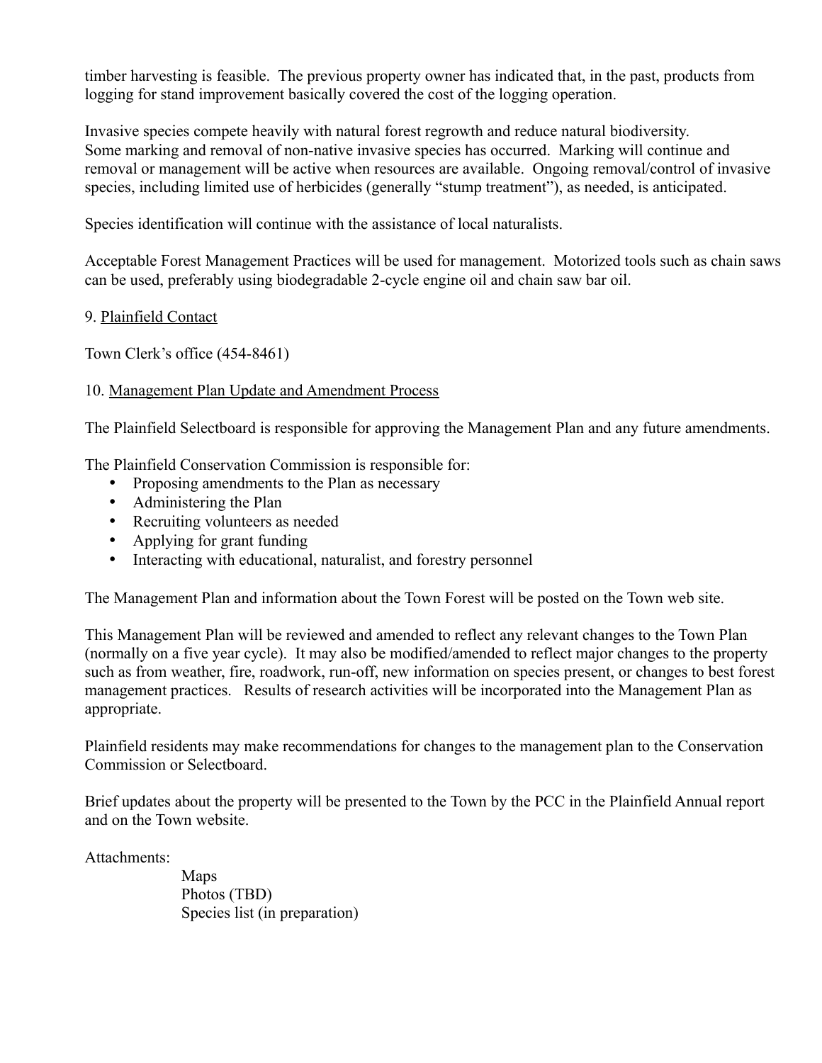timber harvesting is feasible. The previous property owner has indicated that, in the past, products from logging for stand improvement basically covered the cost of the logging operation.

Invasive species compete heavily with natural forest regrowth and reduce natural biodiversity. Some marking and removal of non-native invasive species has occurred. Marking will continue and removal or management will be active when resources are available. Ongoing removal/control of invasive species, including limited use of herbicides (generally "stump treatment"), as needed, is anticipated.

Species identification will continue with the assistance of local naturalists.

Acceptable Forest Management Practices will be used for management. Motorized tools such as chain saws can be used, preferably using biodegradable 2-cycle engine oil and chain saw bar oil.

## 9. Plainfield Contact

Town Clerk's office (454-8461)

## 10. Management Plan Update and Amendment Process

The Plainfield Selectboard is responsible for approving the Management Plan and any future amendments.

The Plainfield Conservation Commission is responsible for:

- Proposing amendments to the Plan as necessary
- Administering the Plan
- Recruiting volunteers as needed
- Applying for grant funding
- Interacting with educational, naturalist, and forestry personnel

The Management Plan and information about the Town Forest will be posted on the Town web site.

This Management Plan will be reviewed and amended to reflect any relevant changes to the Town Plan (normally on a five year cycle). It may also be modified/amended to reflect major changes to the property such as from weather, fire, roadwork, run-off, new information on species present, or changes to best forest management practices. Results of research activities will be incorporated into the Management Plan as appropriate.

Plainfield residents may make recommendations for changes to the management plan to the Conservation Commission or Selectboard.

Brief updates about the property will be presented to the Town by the PCC in the Plainfield Annual report and on the Town website.

Attachments:

Maps
Photos (TBD)
Species list (in preparation)